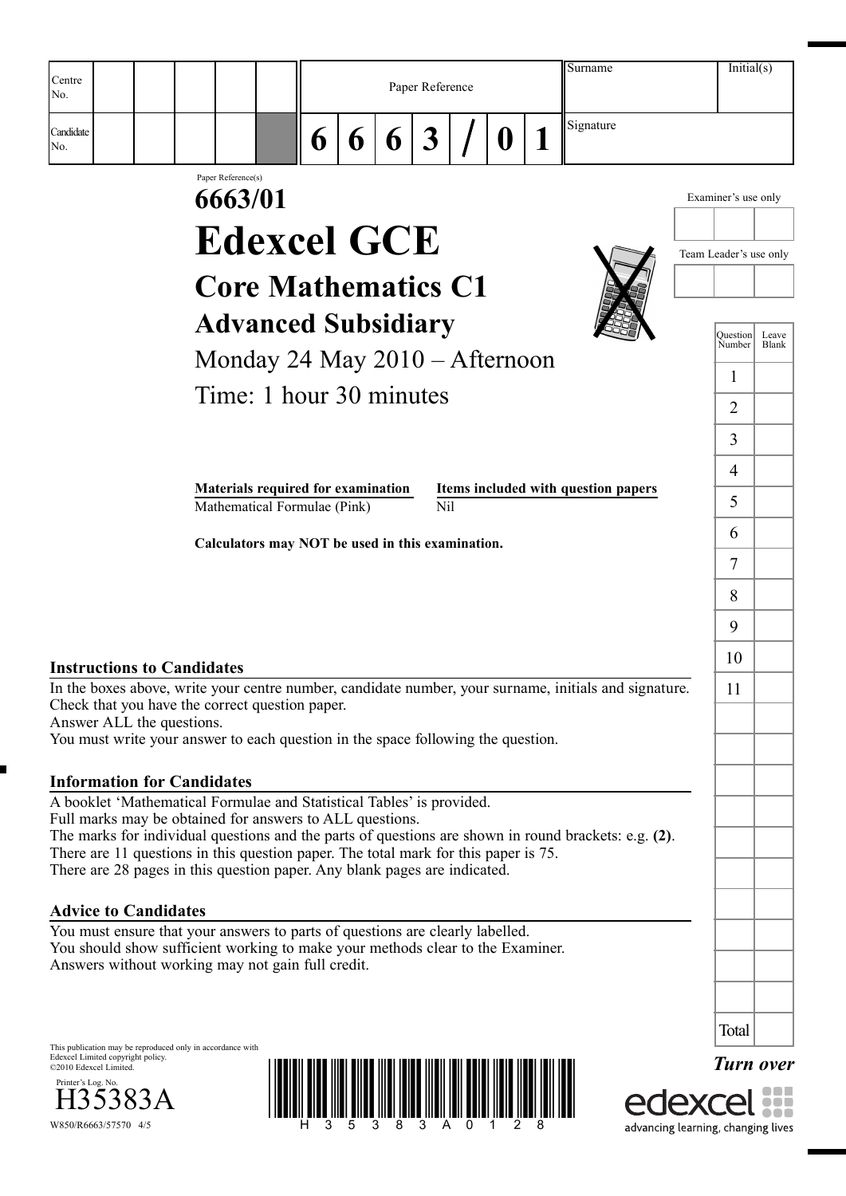| Centre No. | | | | | | Paper Reference | | | | | | | Surname | Initial(s) |
|---|---|---|---|---|---|---|---|---|---|---|---|---|---|---|
| Candidate No. | | | | | | 6 | 6 | 6 | 3 | / | 0 | 1 | Signature | |

Paper Reference(s)

# 6663/01

# Edexcel GCE

## Core Mathematics C1

## Advanced Subsidiary

Monday 24 May 2010 – Afternoon

Time: 1 hour 30 minutes

| Materials required for examination | Items included with question papers |
|---|---|
| Mathematical Formulae (Pink) | Nil |

**Calculators may NOT be used in this examination.**

Examiner's use only

Team Leader's use only

| Question Number | Leave Blank |
|---|---|
| 1 | |
| 2 | |
| 3 | |
| 4 | |
| 5 | |
| 6 | |
| 7 | |
| 8 | |
| 9 | |
| 10 | |
| 11 | |
| Total | |

### Instructions to Candidates

In the boxes above, write your centre number, candidate number, your surname, initials and signature.
Check that you have the correct question paper.
Answer ALL the questions.
You must write your answer to each question in the space following the question.

### Information for Candidates

A booklet 'Mathematical Formulae and Statistical Tables' is provided.
Full marks may be obtained for answers to ALL questions.
The marks for individual questions and the parts of questions are shown in round brackets: e.g. **(2)**.
There are 11 questions in this question paper. The total mark for this paper is 75.
There are 28 pages in this question paper. Any blank pages are indicated.

### Advice to Candidates

You must ensure that your answers to parts of questions are clearly labelled.
You should show sufficient working to make your methods clear to the Examiner.
Answers without working may not gain full credit.

This publication may be reproduced only in accordance with Edexcel Limited copyright policy.
©2010 Edexcel Limited.

Printer's Log. No.
H35383A

W850/R6663/57570 4/5

*Turn over*

edexcel
advancing learning, changing lives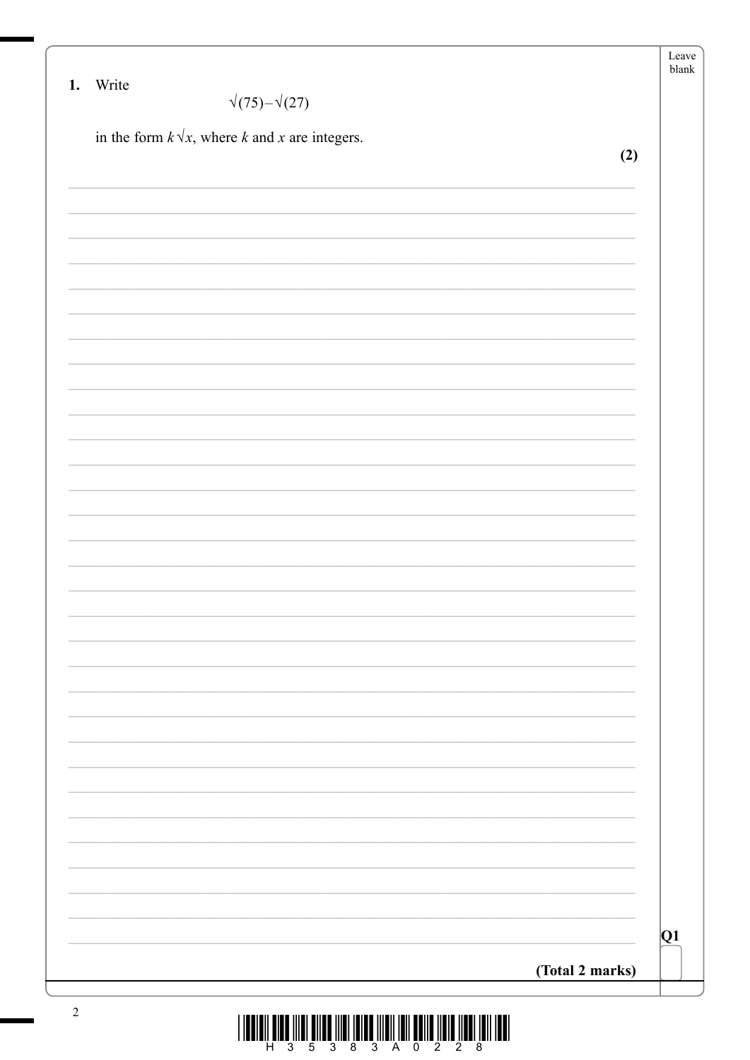1. Write

$$\sqrt{(75)} - \sqrt{(27)}$$

in the form $k\sqrt{x}$, where $k$ and $x$ are integers.

**(2)**

**Q1**

**(Total 2 marks)**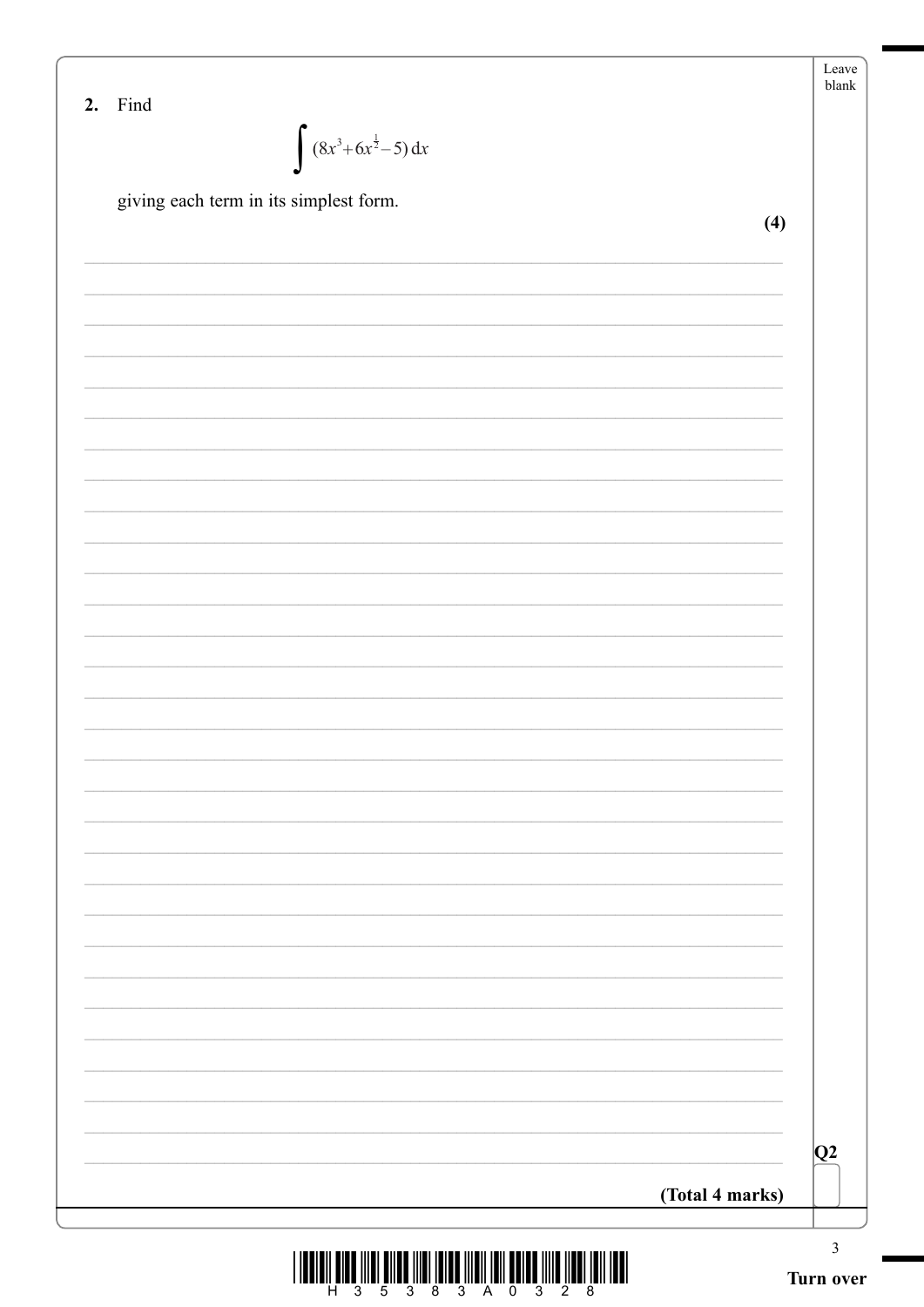**2.** Find

$$\int (8x^3 + 6x^{\frac{1}{2}} - 5)\, dx$$

giving each term in its simplest form.

**(4)**

**(Total 4 marks)**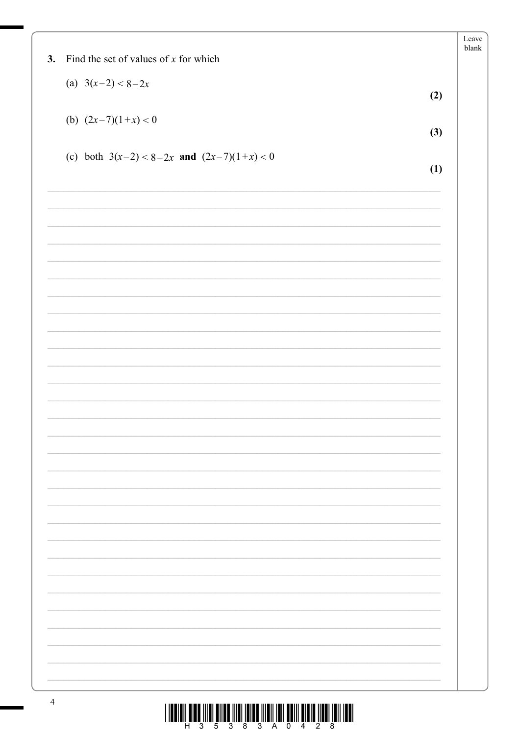**3.** Find the set of values of $x$ for which

(a) $3(x-2) < 8-2x$ **(2)**

(b) $(2x-7)(1+x) < 0$ **(3)**

(c) both $3(x-2) < 8-2x$ **and** $(2x-7)(1+x) < 0$ **(1)**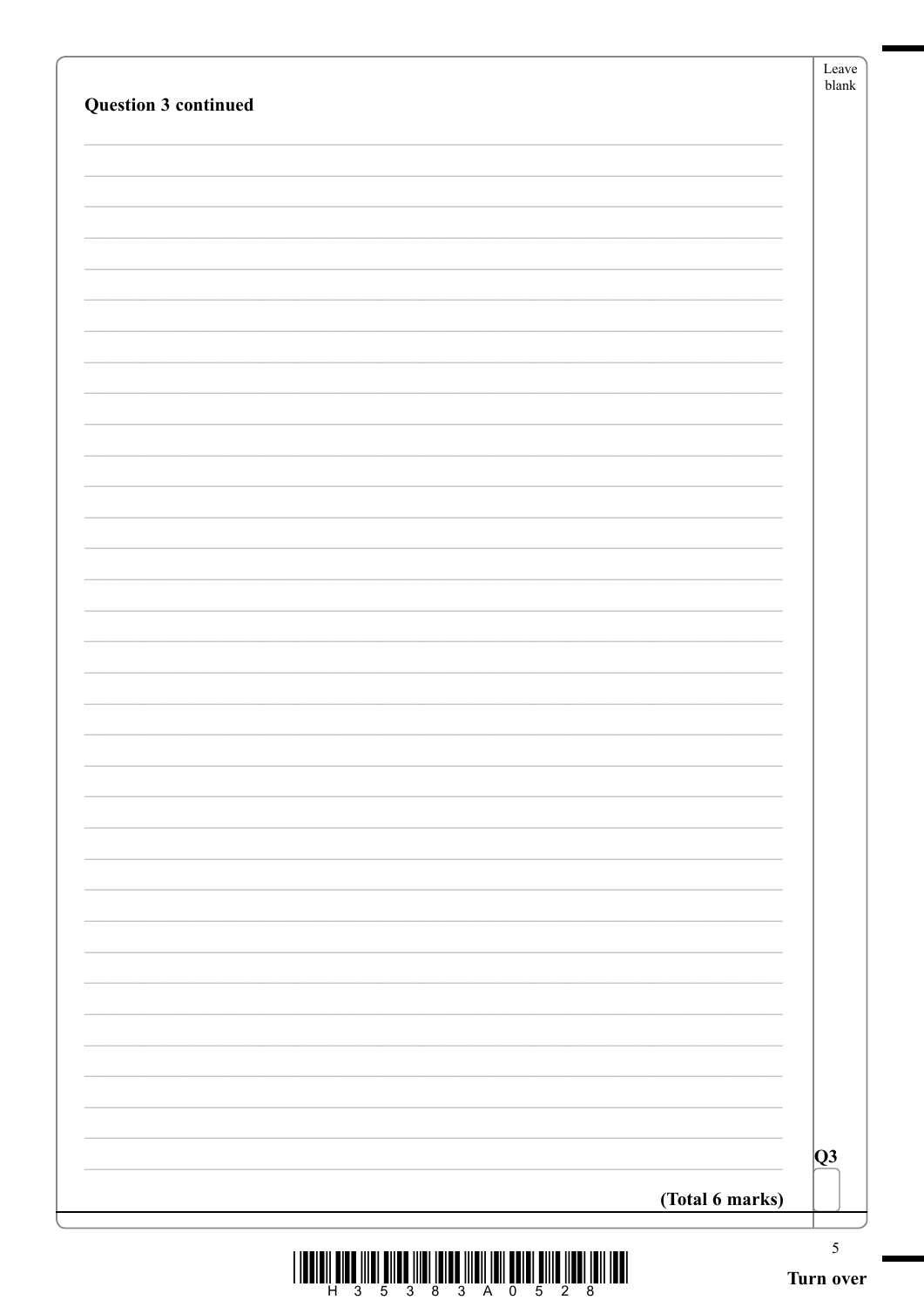**Question 3 continued**

**(Total 6 marks)**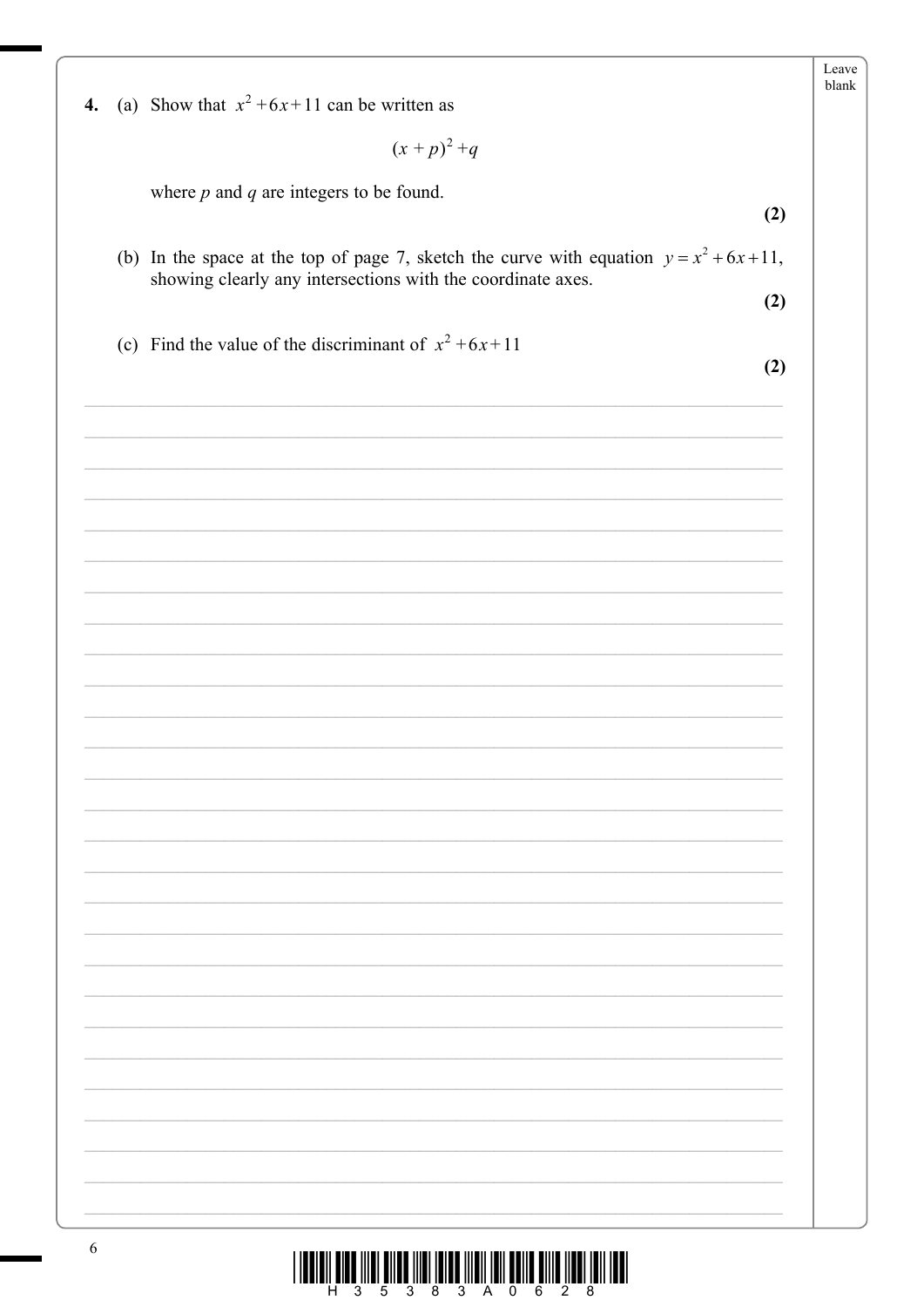**4.** (a) Show that $x^2 + 6x + 11$ can be written as

$$(x + p)^2 + q$$

where $p$ and $q$ are integers to be found.

**(2)**

(b) In the space at the top of page 7, sketch the curve with equation $y = x^2 + 6x + 11$, showing clearly any intersections with the coordinate axes.

**(2)**

(c) Find the value of the discriminant of $x^2 + 6x + 11$

**(2)**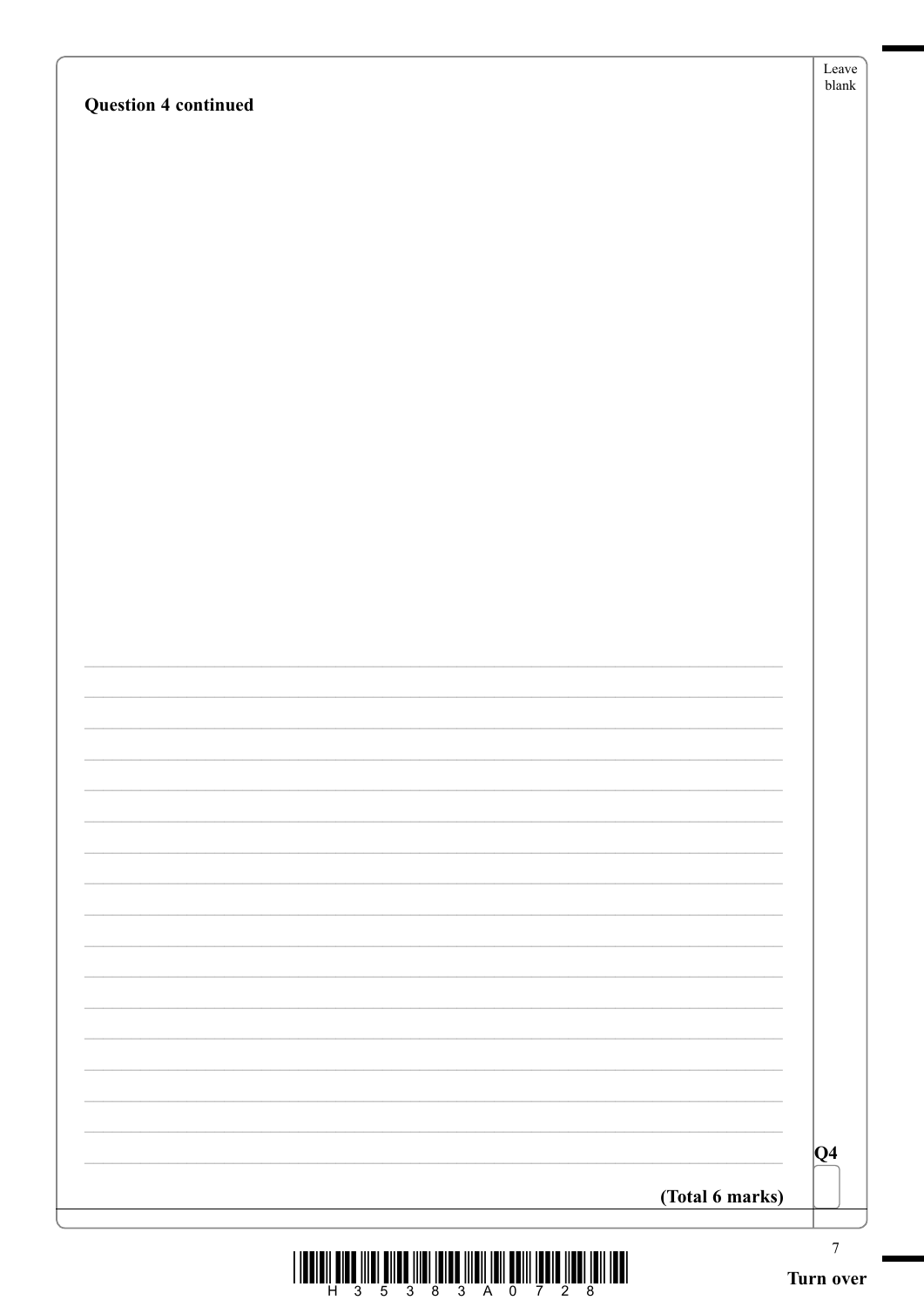**Question 4 continued**

**(Total 6 marks)**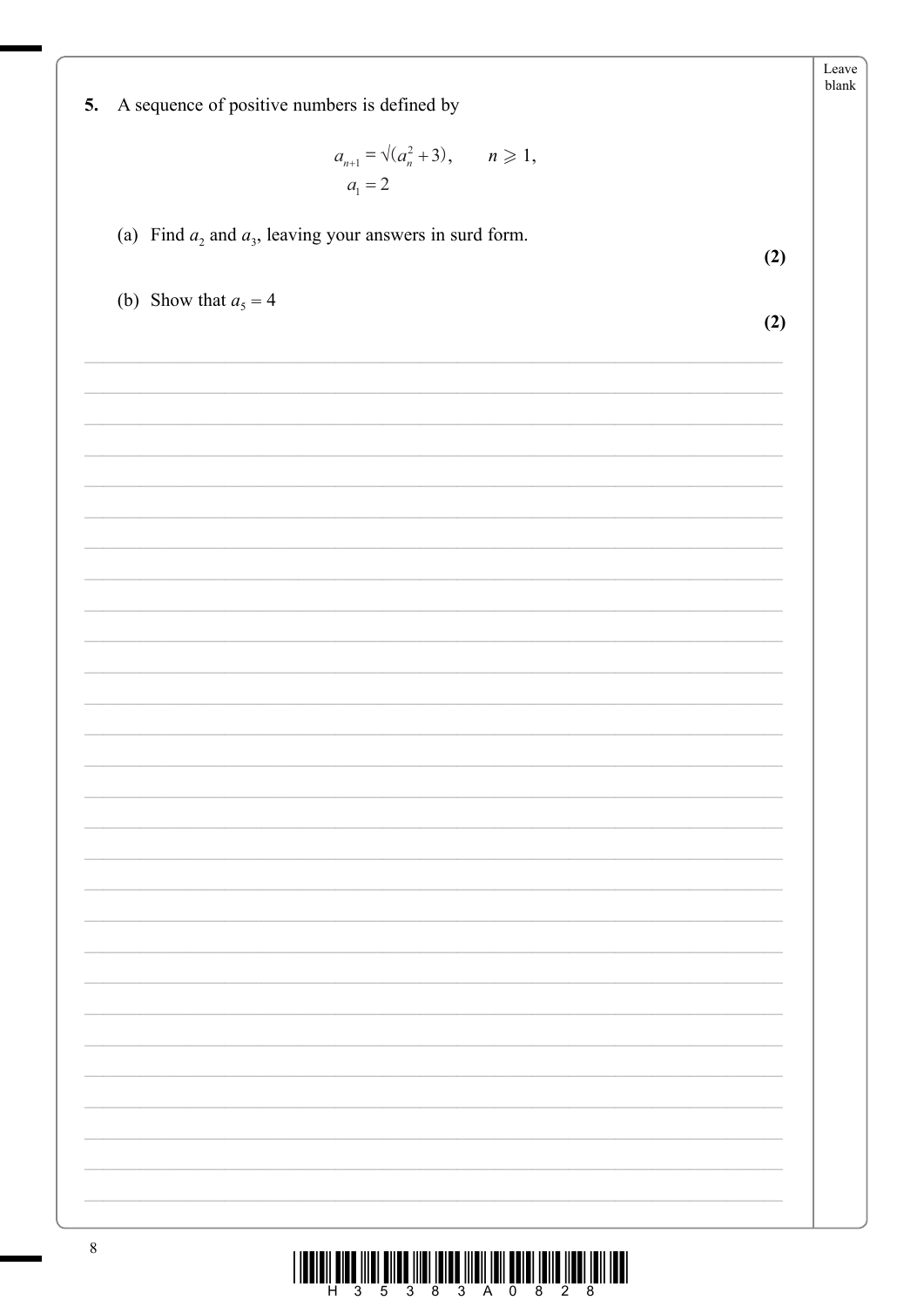**5.** A sequence of positive numbers is defined by

$$a_{n+1} = \sqrt{(a_n^2 + 3)}, \qquad n \geqslant 1,$$
$$a_1 = 2$$

(a) Find $a_2$ and $a_3$, leaving your answers in surd form.

**(2)**

(b) Show that $a_5 = 4$

**(2)**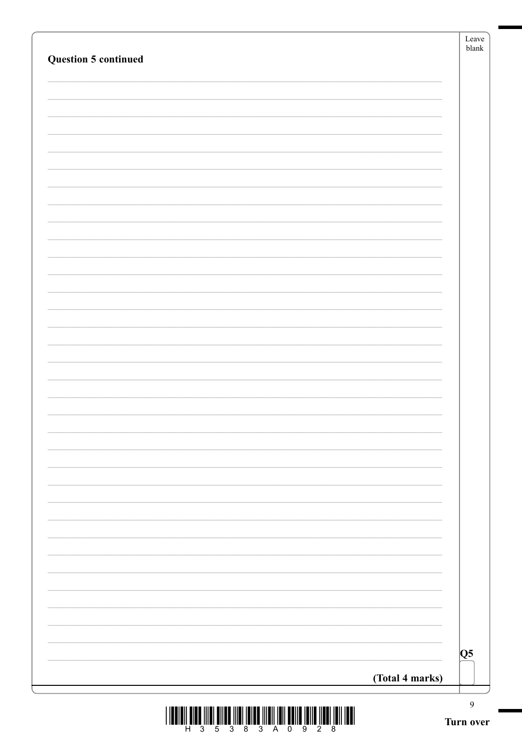**Question 5 continued**

**(Total 4 marks)**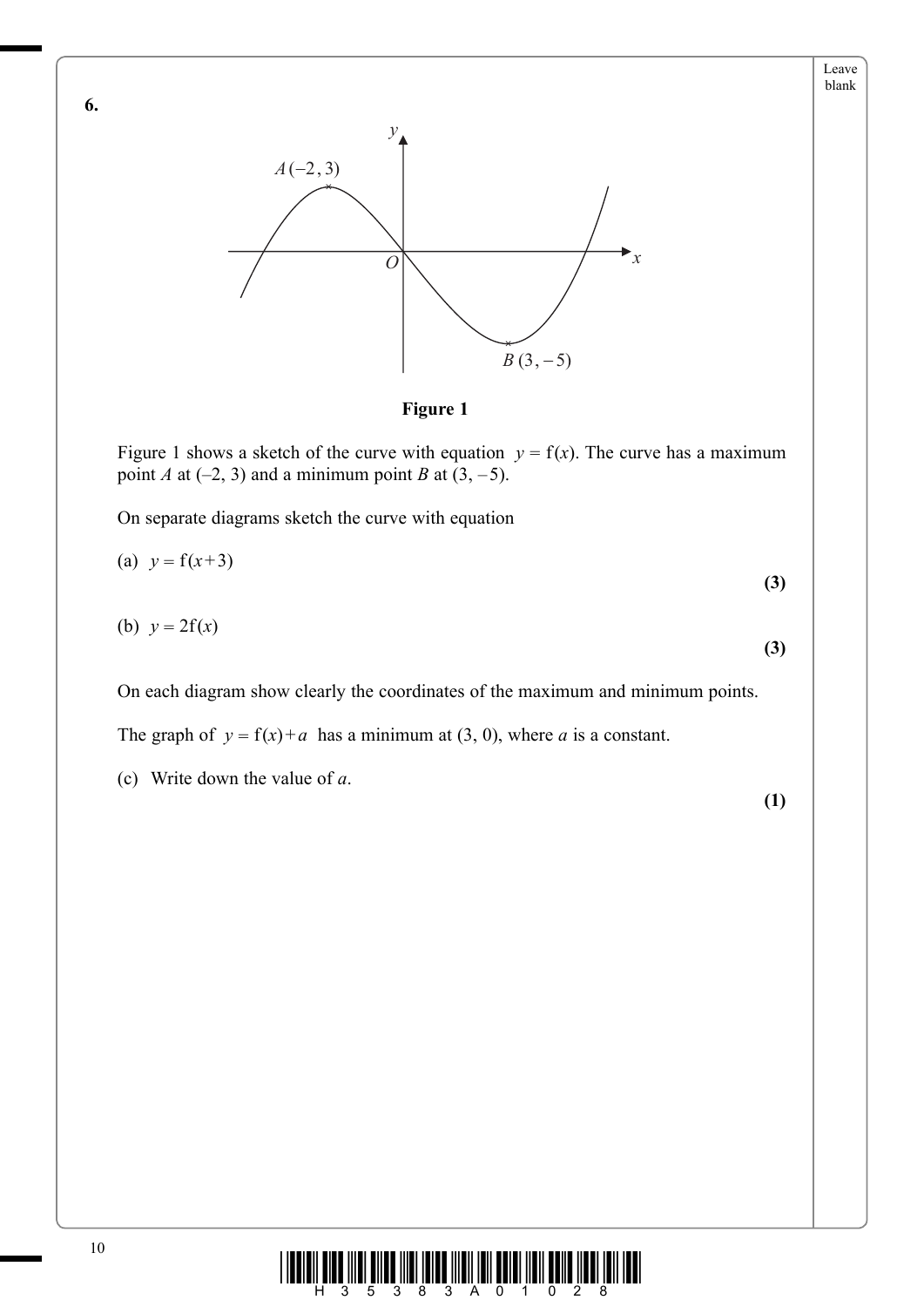**6.**

**Figure 1**

Figure 1 shows a sketch of the curve with equation $y = \mathrm{f}(x)$. The curve has a maximum point $A$ at $(-2, 3)$ and a minimum point $B$ at $(3, -5)$.

On separate diagrams sketch the curve with equation

(a) $y = \mathrm{f}(x+3)$ **(3)**

(b) $y = 2\mathrm{f}(x)$ **(3)**

On each diagram show clearly the coordinates of the maximum and minimum points.

The graph of $y = \mathrm{f}(x) + a$ has a minimum at $(3, 0)$, where $a$ is a constant.

(c) Write down the value of $a$. **(1)**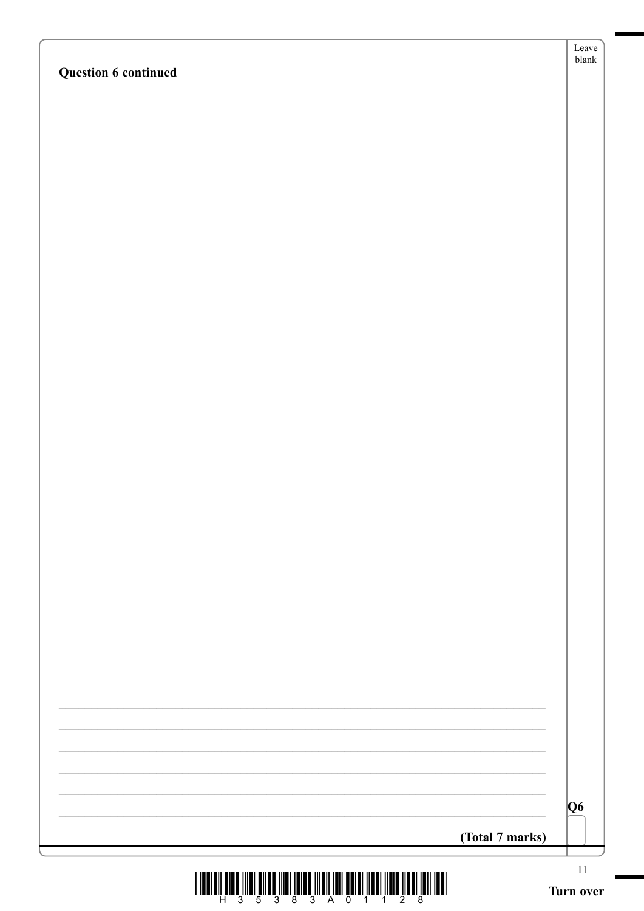**Question 6 continued**

**(Total 7 marks)**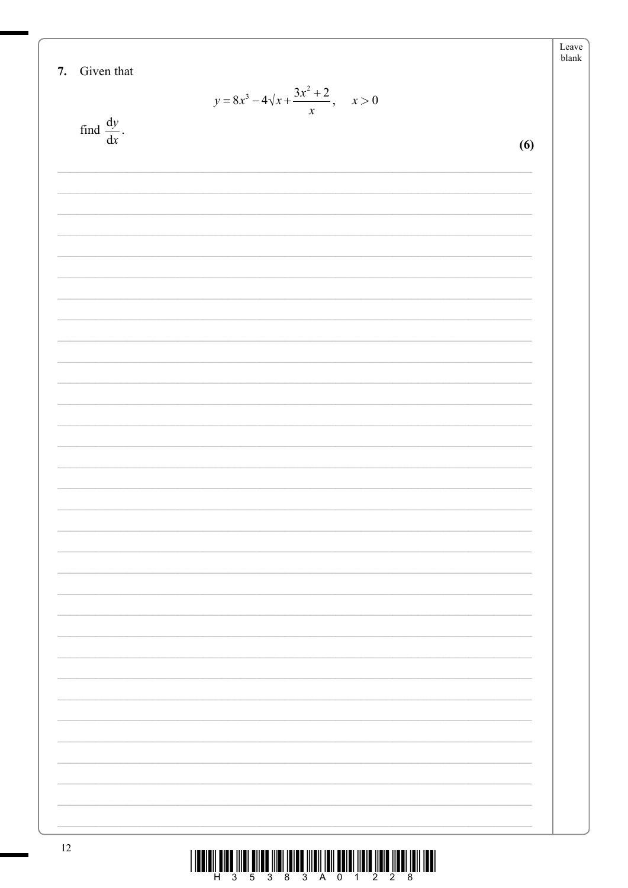**7.** Given that

$$y = 8x^3 - 4\sqrt{x} + \frac{3x^2 + 2}{x}, \quad x > 0$$

find $\frac{dy}{dx}$.

**(6)**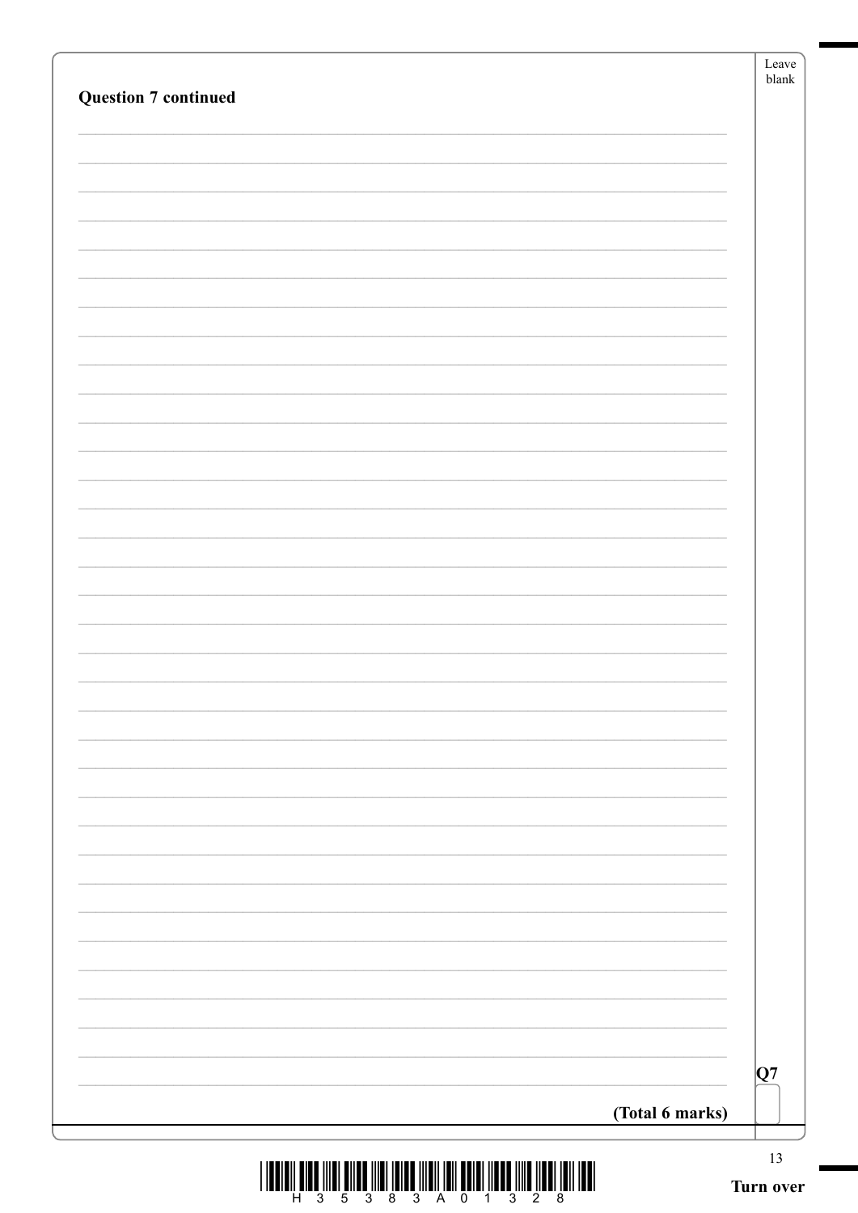**Question 7 continued**

**(Total 6 marks)**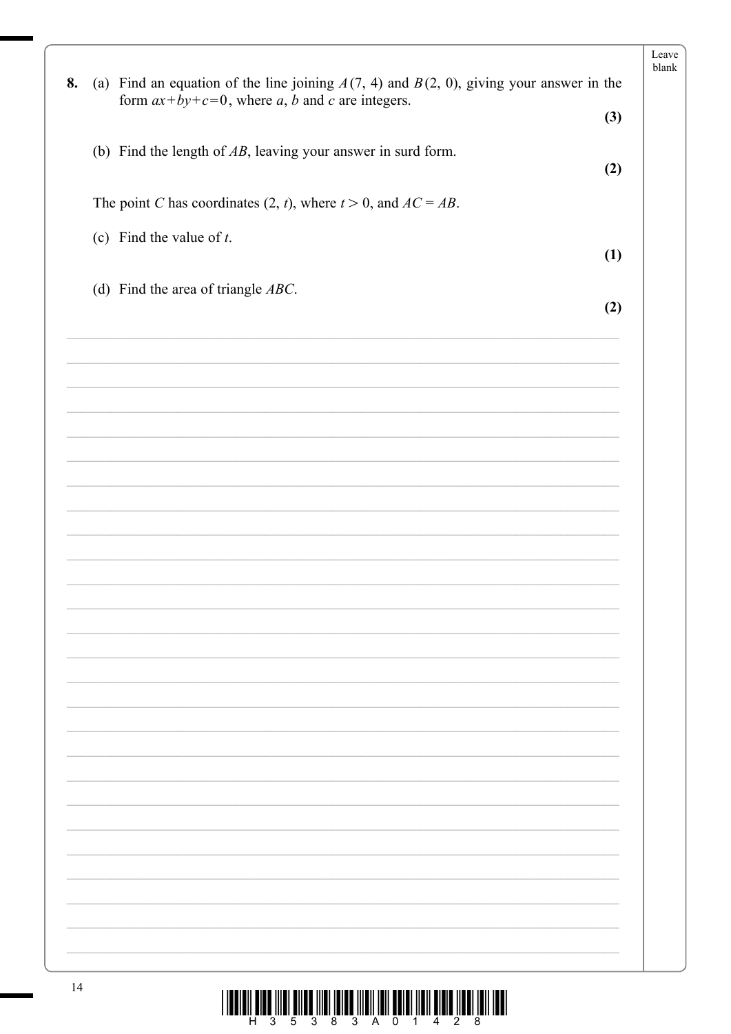**8.** (a) Find an equation of the line joining $A(7, 4)$ and $B(2, 0)$, giving your answer in the form $ax + by + c = 0$, where $a$, $b$ and $c$ are integers.
**(3)**

(b) Find the length of $AB$, leaving your answer in surd form.
**(2)**

The point $C$ has coordinates $(2, t)$, where $t > 0$, and $AC = AB$.

(c) Find the value of $t$.
**(1)**

(d) Find the area of triangle $ABC$.
**(2)**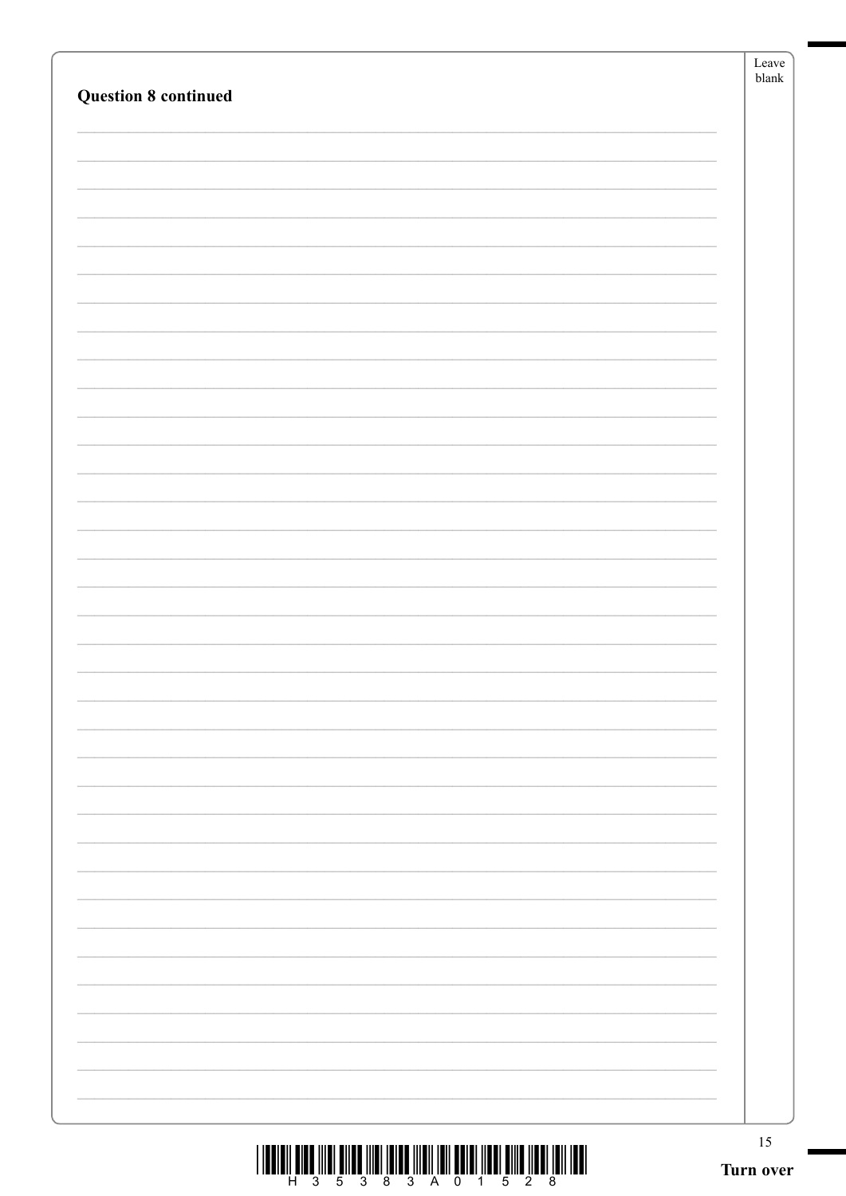**Question 8 continued**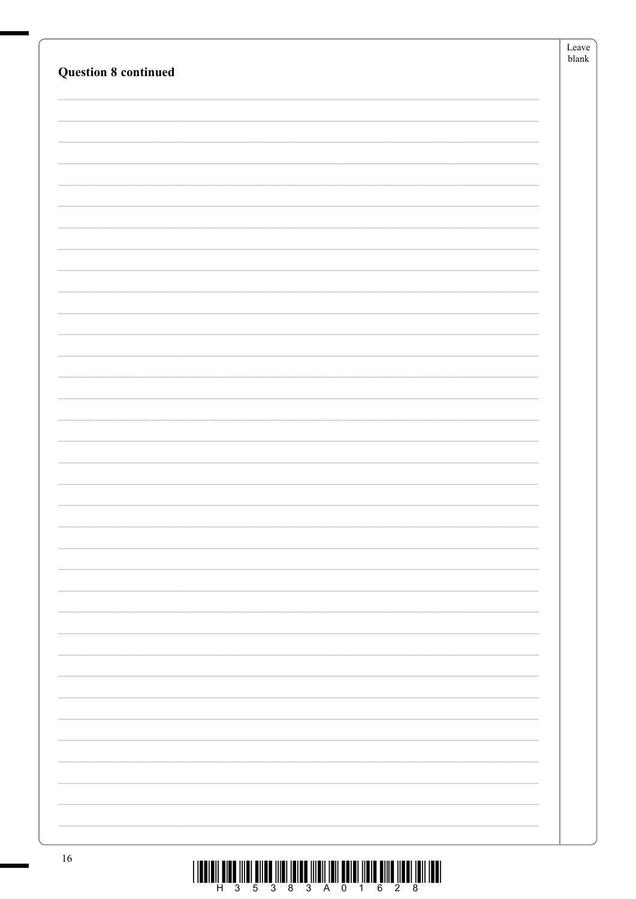**Question 8 continued**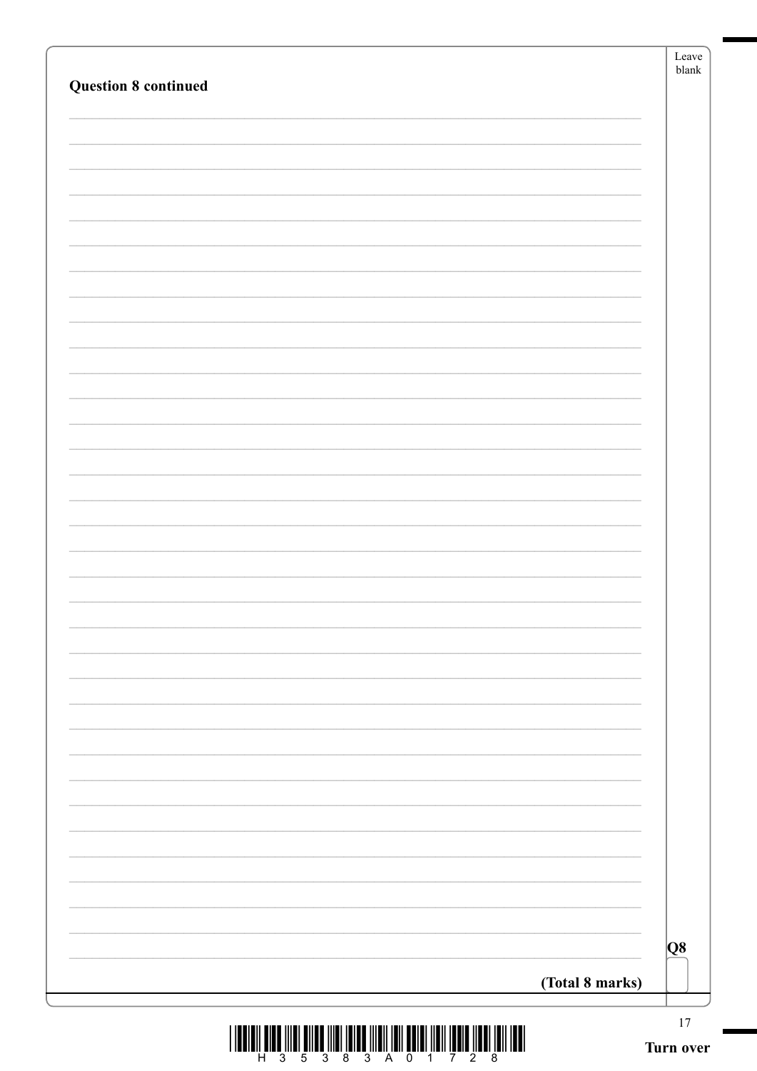**Question 8 continued**

**Q8**

**(Total 8 marks)**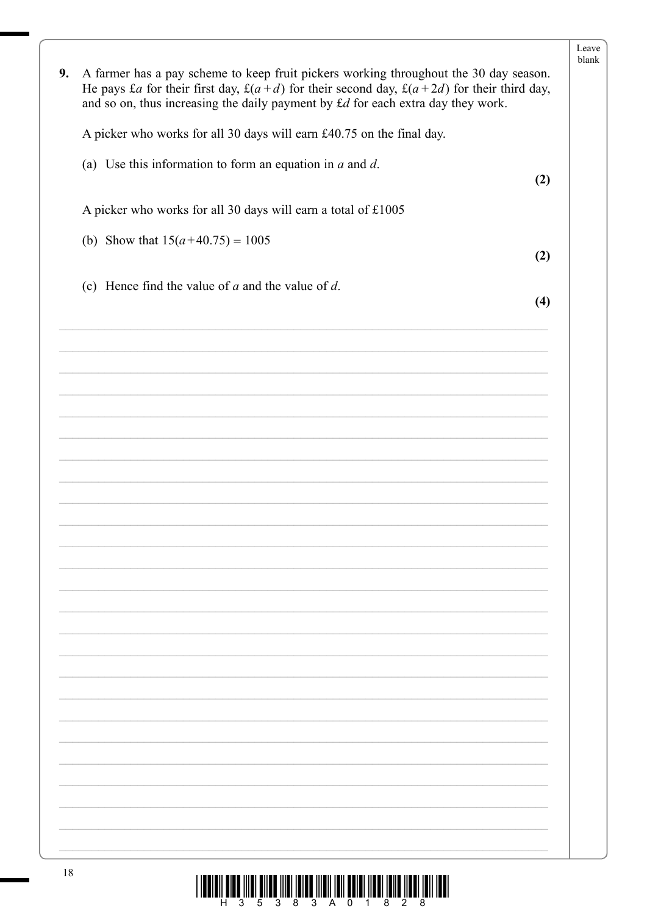**9.** A farmer has a pay scheme to keep fruit pickers working throughout the 30 day season. He pays £$a$ for their first day, £$(a + d)$ for their second day, £$(a + 2d)$ for their third day, and so on, thus increasing the daily payment by £$d$ for each extra day they work.

A picker who works for all 30 days will earn £40.75 on the final day.

(a) Use this information to form an equation in $a$ and $d$.

**(2)**

A picker who works for all 30 days will earn a total of £1005

(b) Show that $15(a + 40.75) = 1005$

**(2)**

(c) Hence find the value of $a$ and the value of $d$.

**(4)**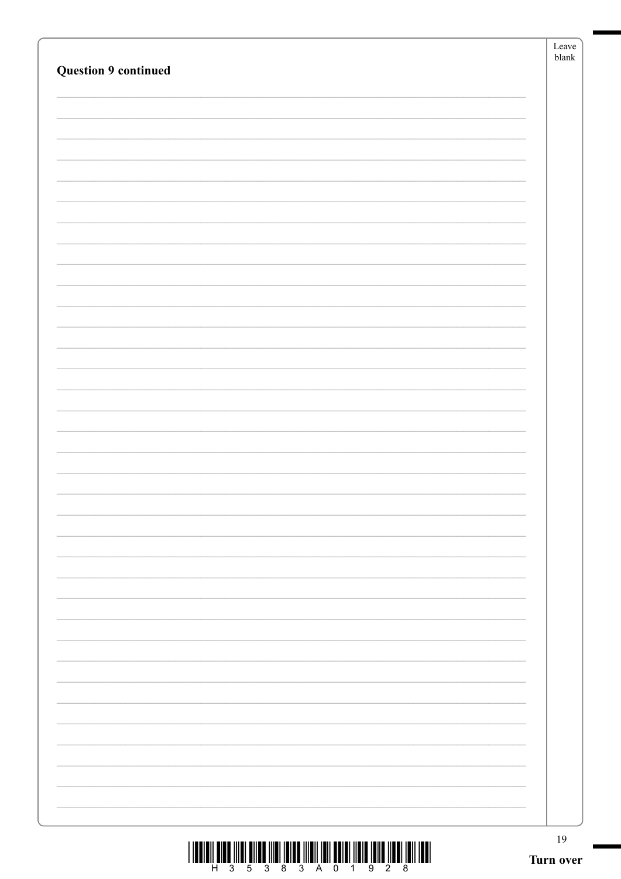**Question 9 continued**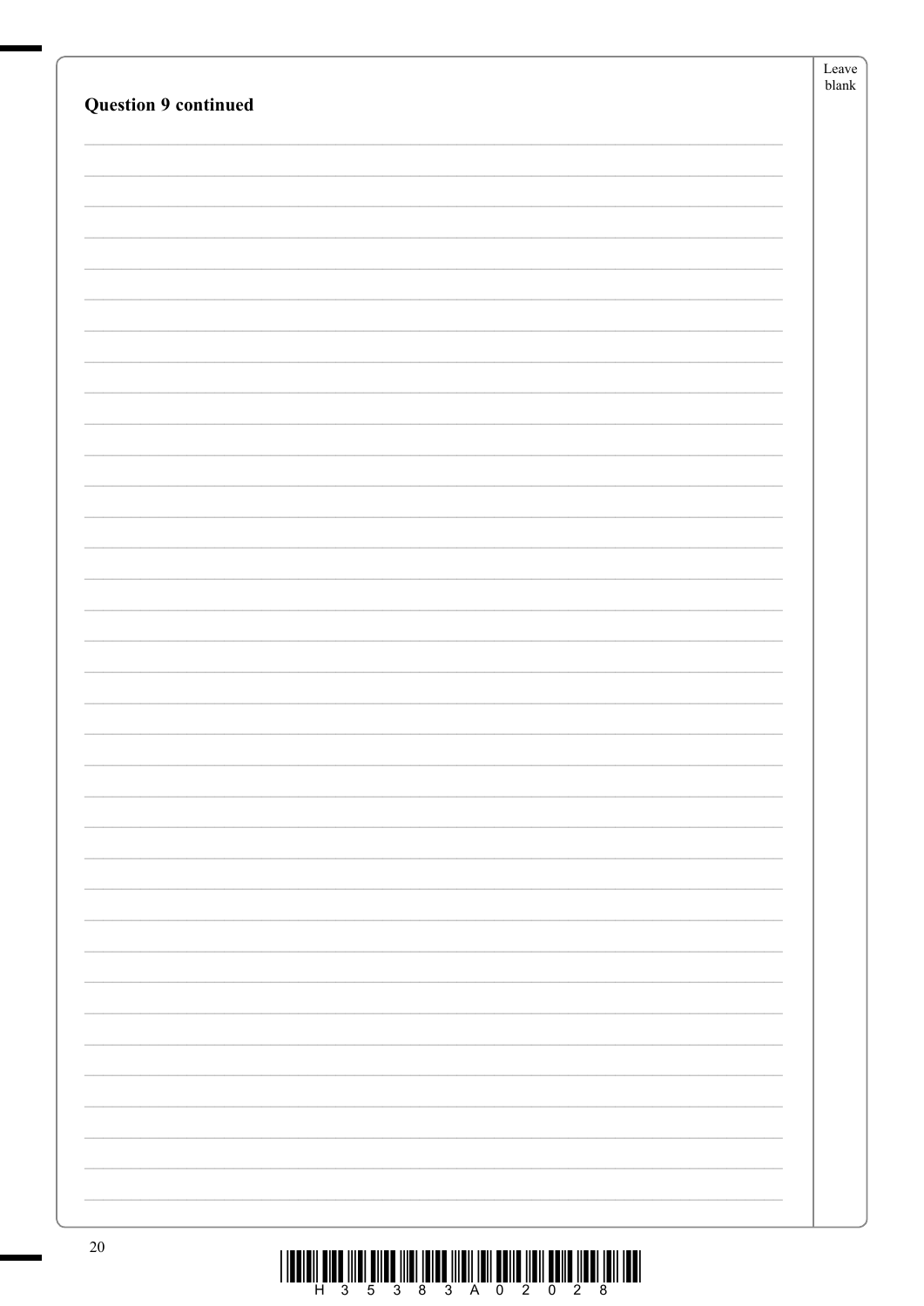**Question 9 continued**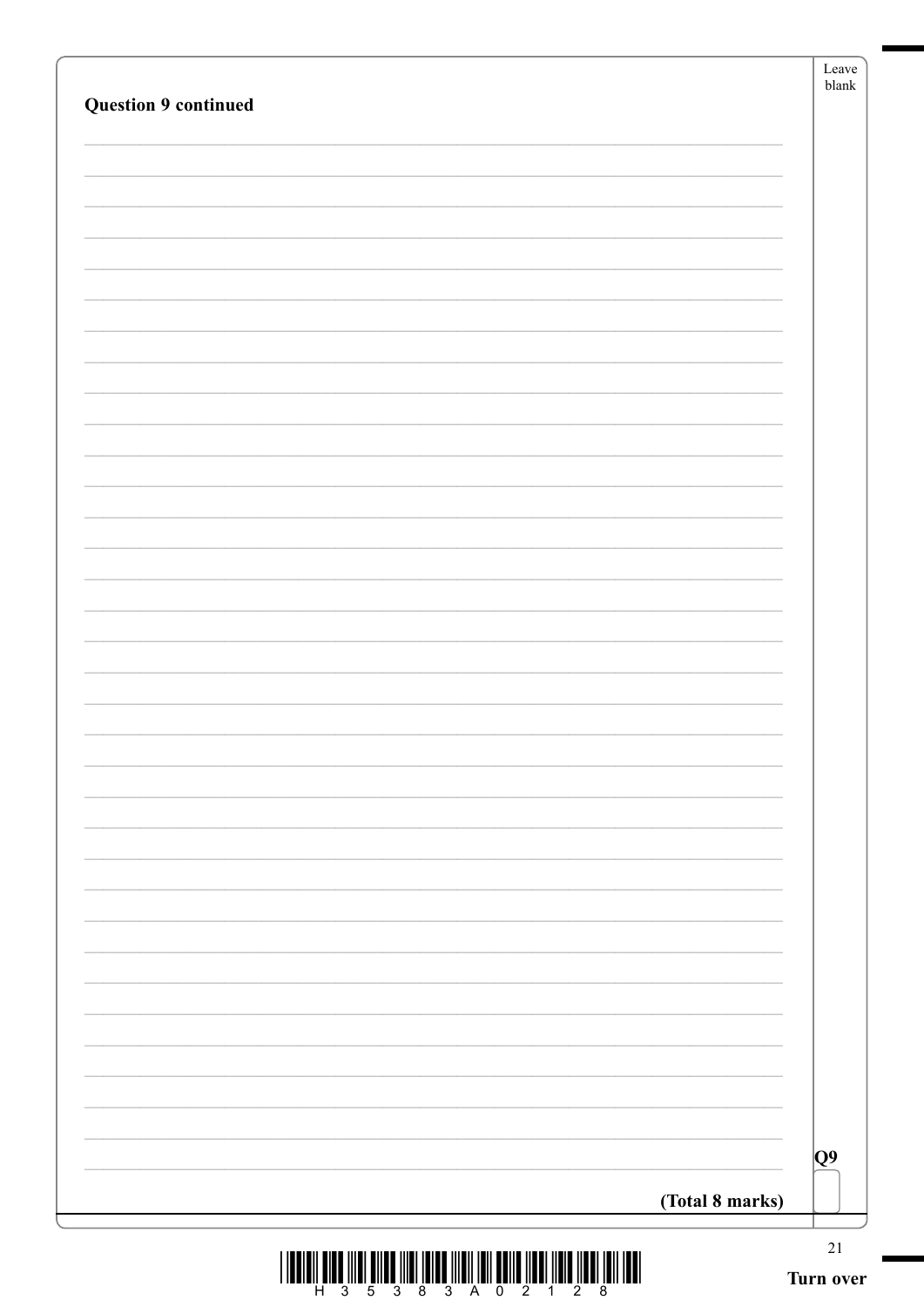**Question 9 continued**

**(Total 8 marks)**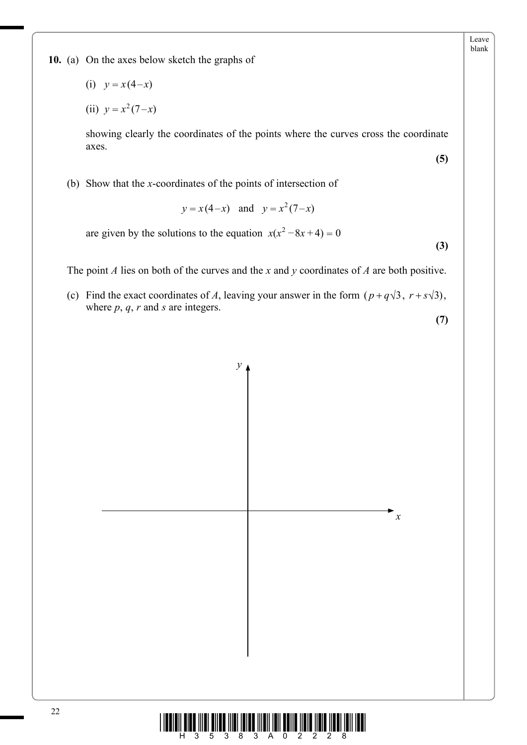**10.** (a) On the axes below sketch the graphs of

(i) $y = x(4 - x)$

(ii) $y = x^2(7 - x)$

showing clearly the coordinates of the points where the curves cross the coordinate axes.

**(5)**

(b) Show that the $x$-coordinates of the points of intersection of

$$y = x(4 - x) \quad \text{and} \quad y = x^2(7 - x)$$

are given by the solutions to the equation $x(x^2 - 8x + 4) = 0$

**(3)**

The point $A$ lies on both of the curves and the $x$ and $y$ coordinates of $A$ are both positive.

(c) Find the exact coordinates of $A$, leaving your answer in the form $(p + q\sqrt{3},\ r + s\sqrt{3})$, where $p$, $q$, $r$ and $s$ are integers.

**(7)**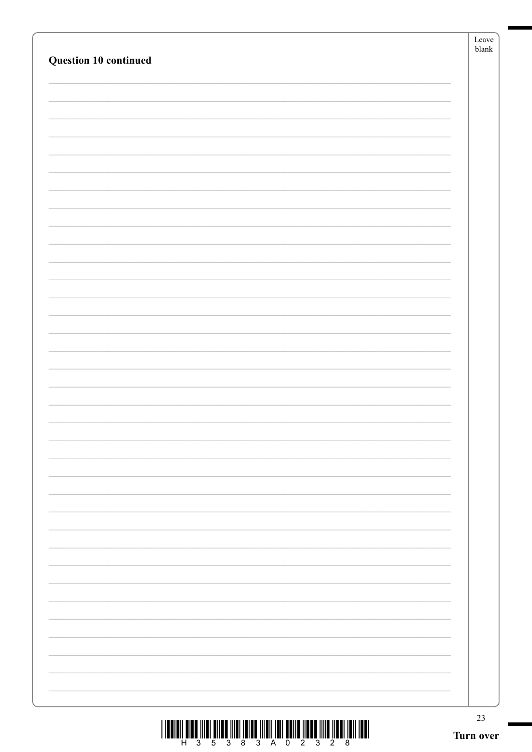**Question 10 continued**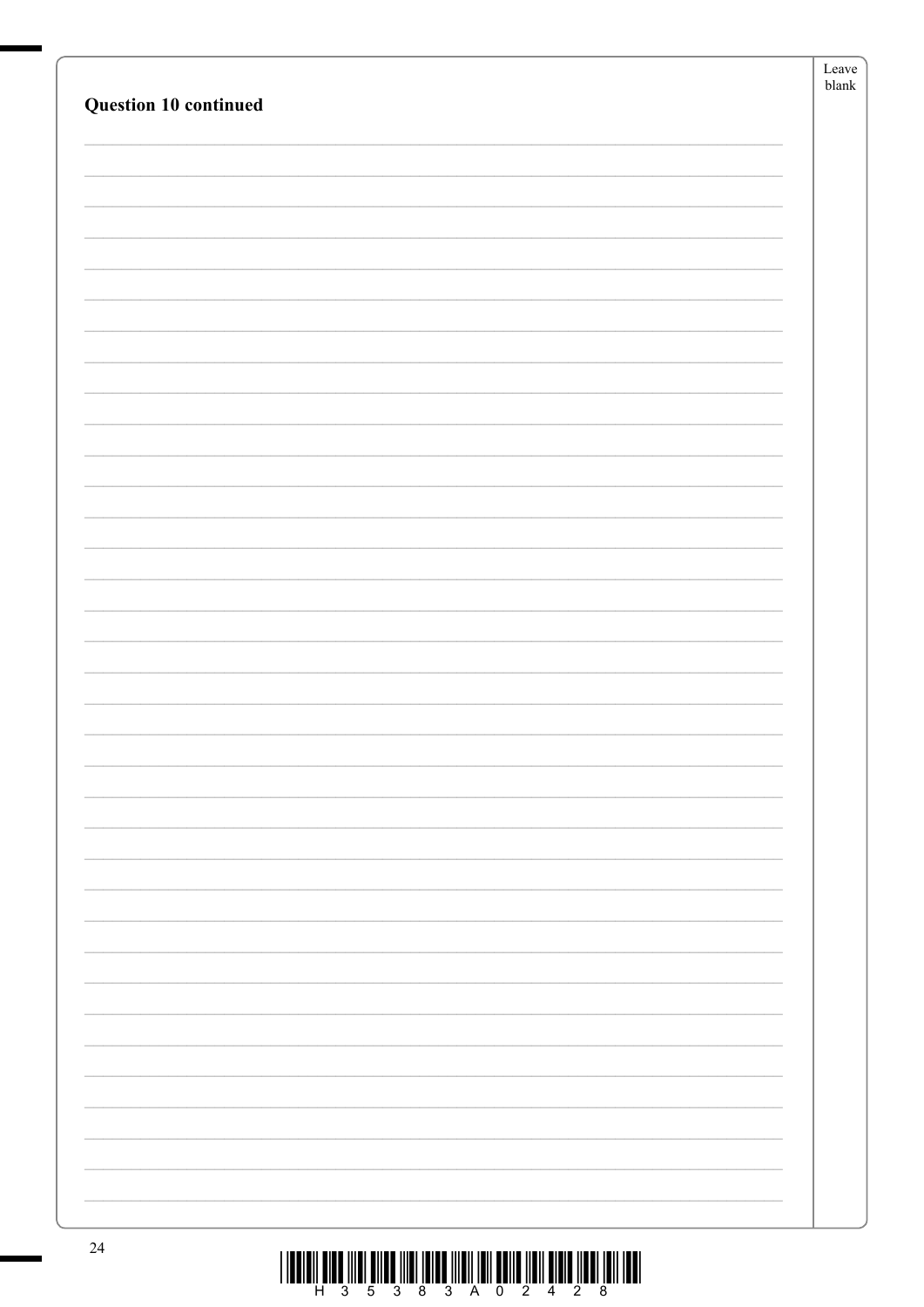**Question 10 continued**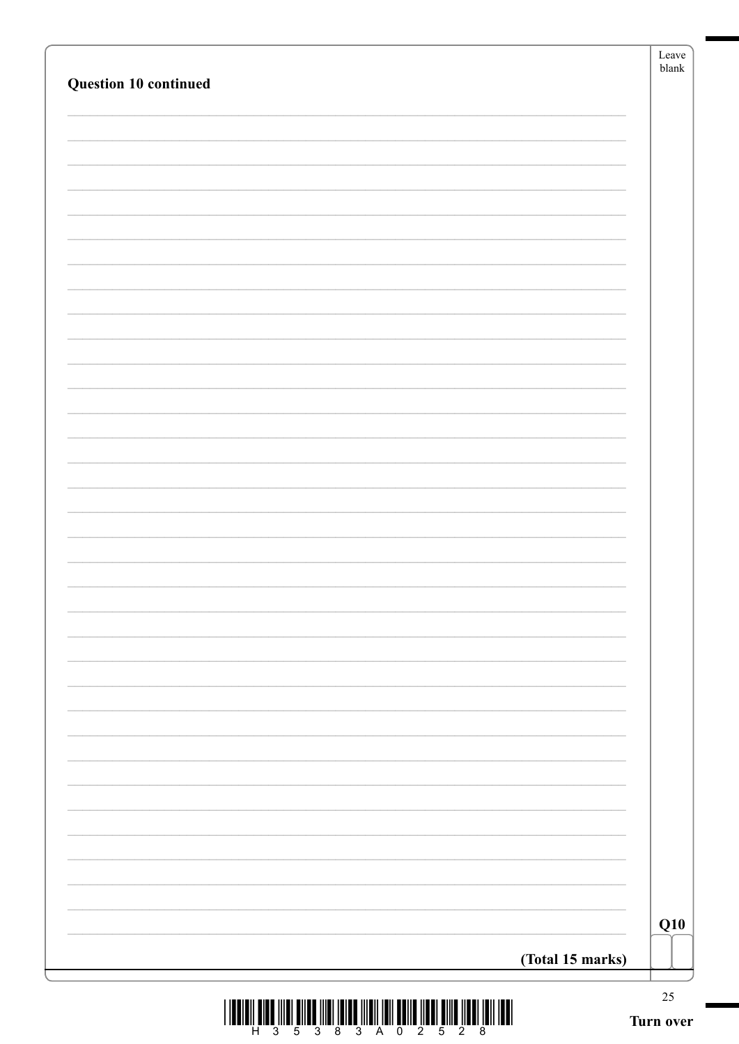**Question 10 continued**

**(Total 15 marks)**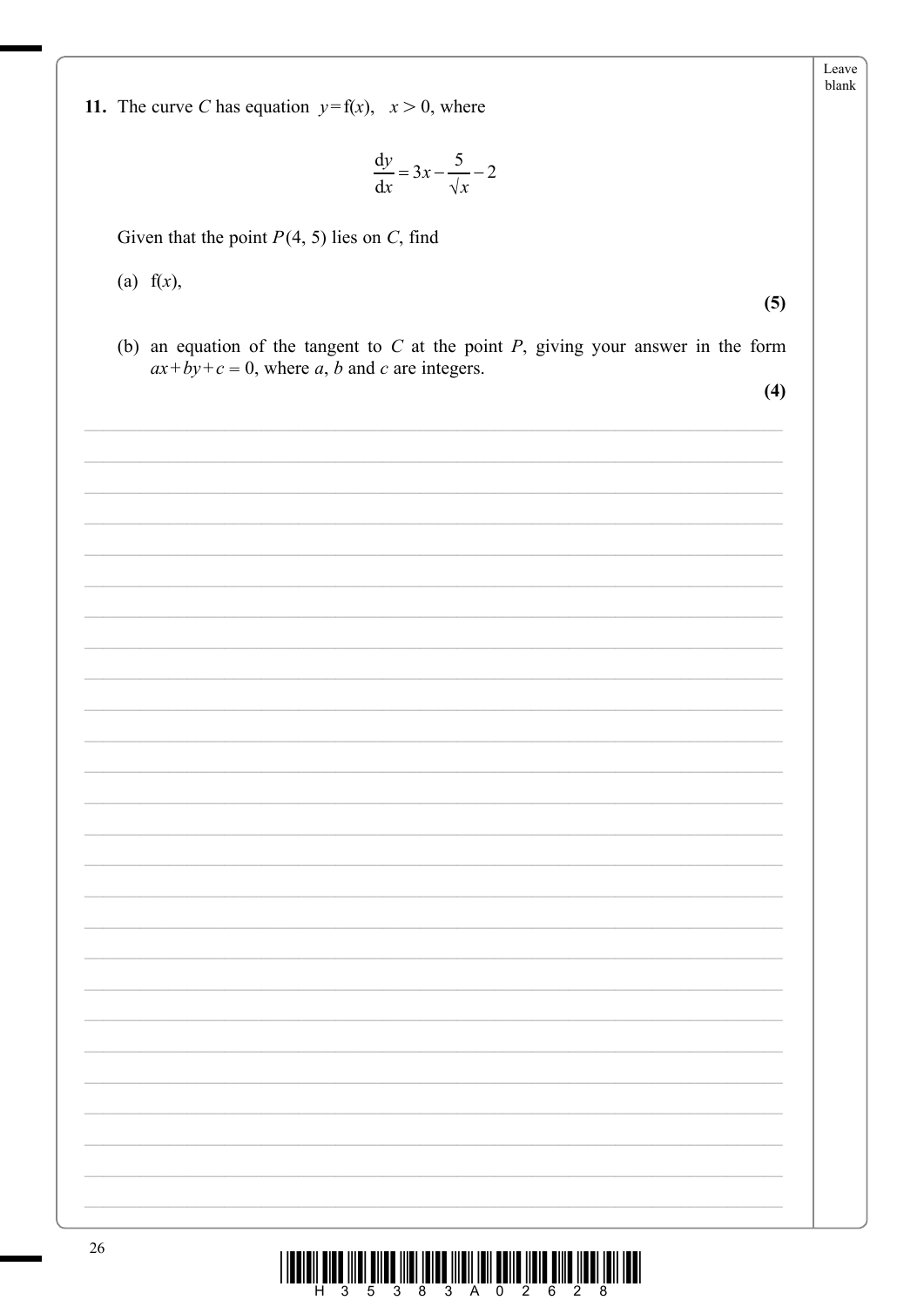**11.** The curve $C$ has equation $y = \mathrm{f}(x), \quad x > 0$, where

$$\frac{\mathrm{d}y}{\mathrm{d}x} = 3x - \frac{5}{\sqrt{x}} - 2$$

Given that the point $P(4, 5)$ lies on $C$, find

(a) $\mathrm{f}(x)$,

**(5)**

(b) an equation of the tangent to $C$ at the point $P$, giving your answer in the form $ax + by + c = 0$, where $a$, $b$ and $c$ are integers.

**(4)**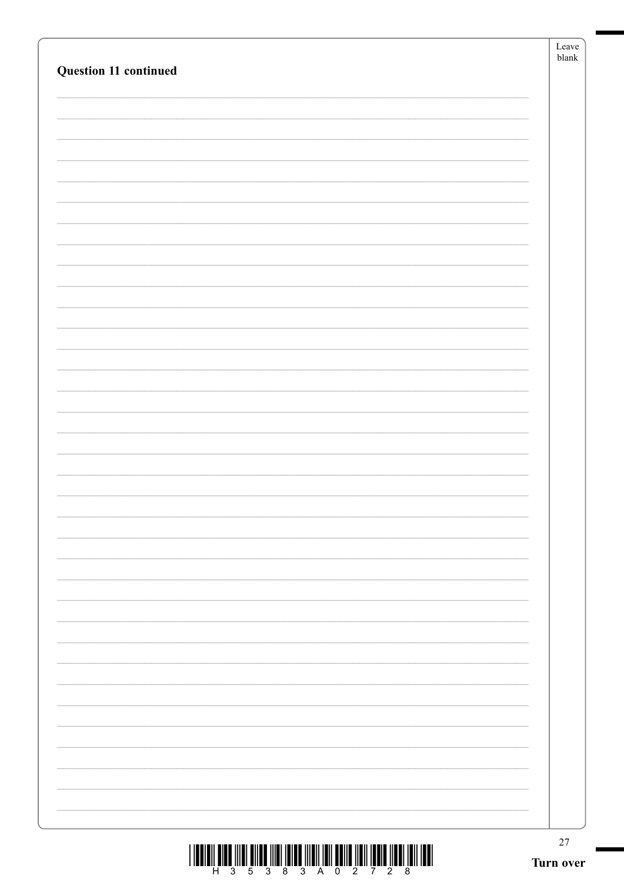**Question 11 continued**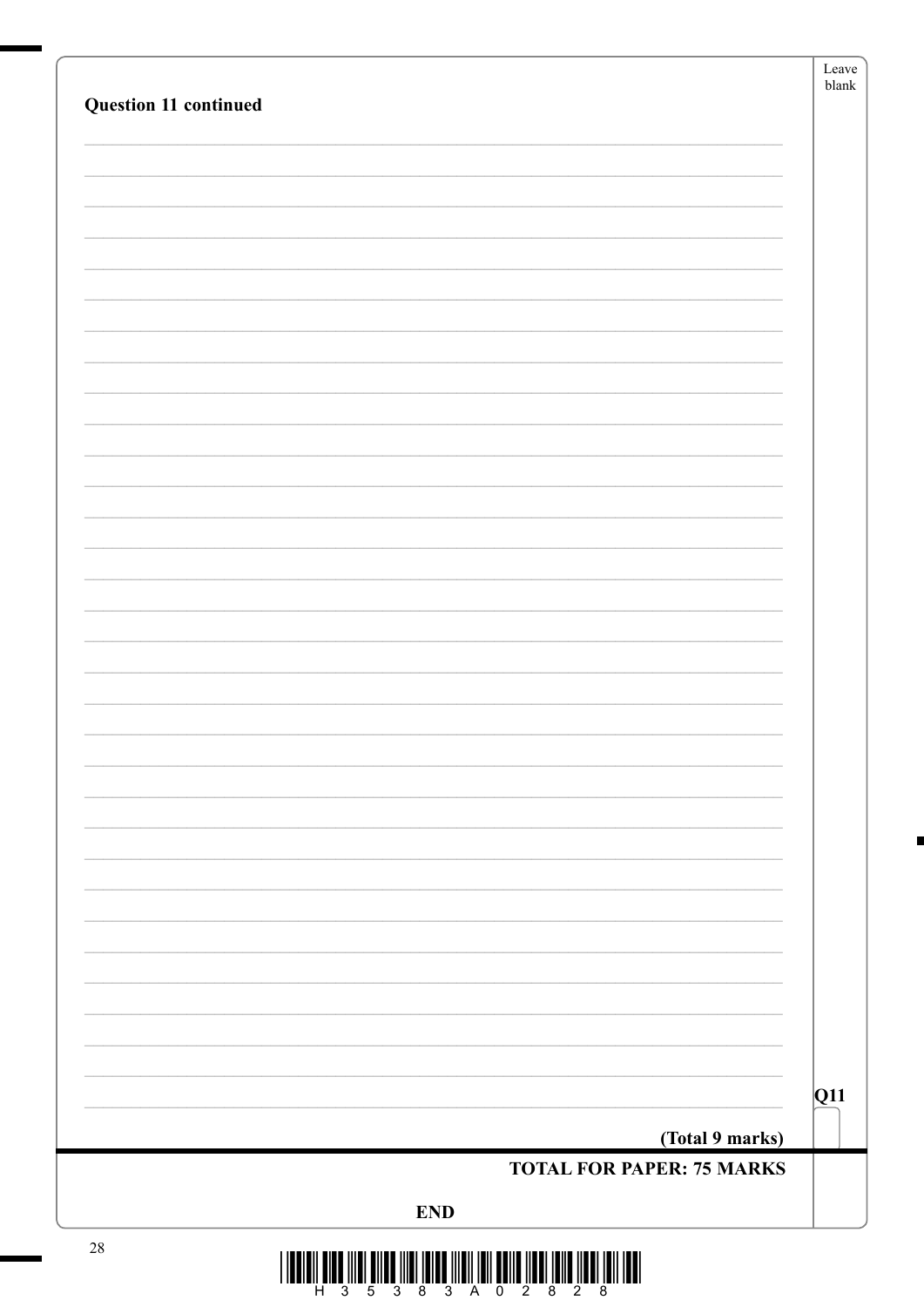**Question 11 continued**

Leave blank

Q11

**(Total 9 marks)**

**TOTAL FOR PAPER: 75 MARKS**

**END**